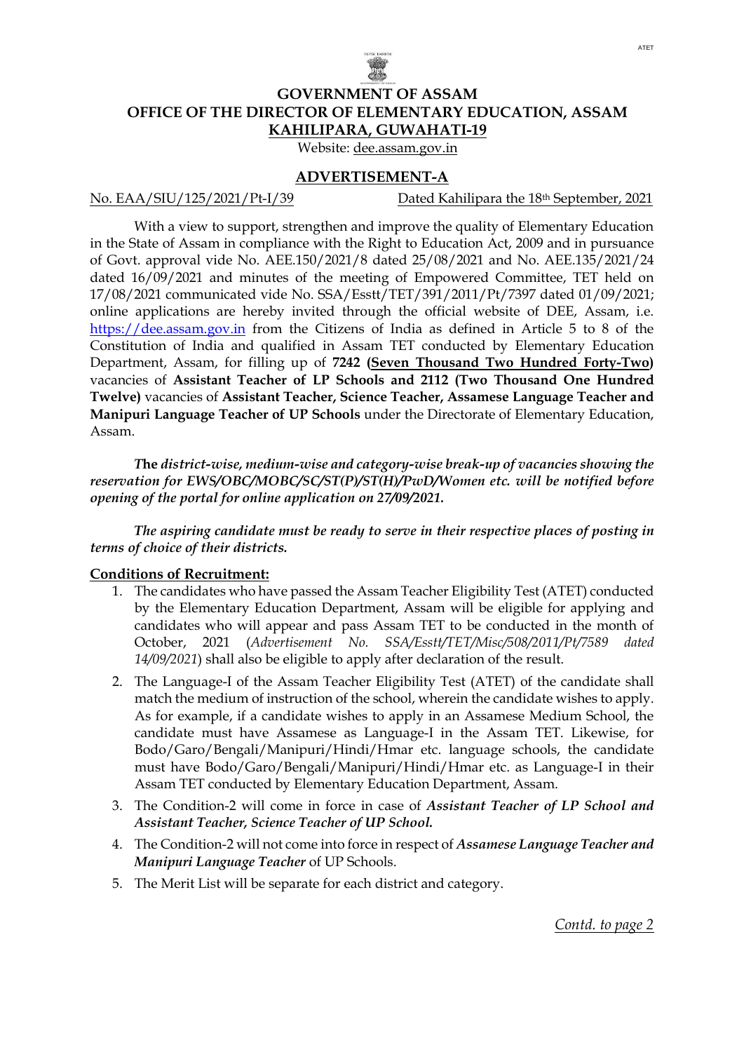# GOVERNMENT OF ASSAM
## OFFICE OF THE DIRECTOR OF ELEMENTARY EDUCATION, ASSAM
## KAHILIPARA, GUWAHATI-19

Website: dee.assam.gov.in

## ADVERTISEMENT-A

No. EAA/SIU/125/2021/Pt-I/39 Dated Kahilipara the 18th September, 2021

With a view to support, strengthen and improve the quality of Elementary Education in the State of Assam in compliance with the Right to Education Act, 2009 and in pursuance of Govt. approval vide No. AEE.150/2021/8 dated 25/08/2021 and No. AEE.135/2021/24 dated 16/09/2021 and minutes of the meeting of Empowered Committee, TET held on 17/08/2021 communicated vide No. SSA/Esstt/TET/391/2011/Pt/7397 dated 01/09/2021; online applications are hereby invited through the official website of DEE, Assam, i.e. https://dee.assam.gov.in from the Citizens of India as defined in Article 5 to 8 of the Constitution of India and qualified in Assam TET conducted by Elementary Education Department, Assam, for filling up of **7242 (Seven Thousand Two Hundred Forty-Two)** vacancies of **Assistant Teacher of LP Schools and 2112 (Two Thousand One Hundred Twelve)** vacancies of **Assistant Teacher, Science Teacher, Assamese Language Teacher and Manipuri Language Teacher of UP Schools** under the Directorate of Elementary Education, Assam.

***The district-wise, medium-wise and category-wise break-up of vacancies showing the reservation for EWS/OBC/MOBC/SC/ST(P)/ST(H)/PwD/Women etc. will be notified before opening of the portal for online application on 27/09/2021.***

***The aspiring candidate must be ready to serve in their respective places of posting in terms of choice of their districts.***

**Conditions of Recruitment:**

1. The candidates who have passed the Assam Teacher Eligibility Test (ATET) conducted by the Elementary Education Department, Assam will be eligible for applying and candidates who will appear and pass Assam TET to be conducted in the month of October, 2021 (*Advertisement No. SSA/Esstt/TET/Misc/508/2011/Pt/7589 dated 14/09/2021*) shall also be eligible to apply after declaration of the result.
2. The Language-I of the Assam Teacher Eligibility Test (ATET) of the candidate shall match the medium of instruction of the school, wherein the candidate wishes to apply. As for example, if a candidate wishes to apply in an Assamese Medium School, the candidate must have Assamese as Language-I in the Assam TET. Likewise, for Bodo/Garo/Bengali/Manipuri/Hindi/Hmar etc. language schools, the candidate must have Bodo/Garo/Bengali/Manipuri/Hindi/Hmar etc. as Language-I in their Assam TET conducted by Elementary Education Department, Assam.
3. The Condition-2 will come in force in case of ***Assistant Teacher of LP School and Assistant Teacher, Science Teacher of UP School.***
4. The Condition-2 will not come into force in respect of ***Assamese Language Teacher and Manipuri Language Teacher*** of UP Schools.
5. The Merit List will be separate for each district and category.

*Contd. to page 2*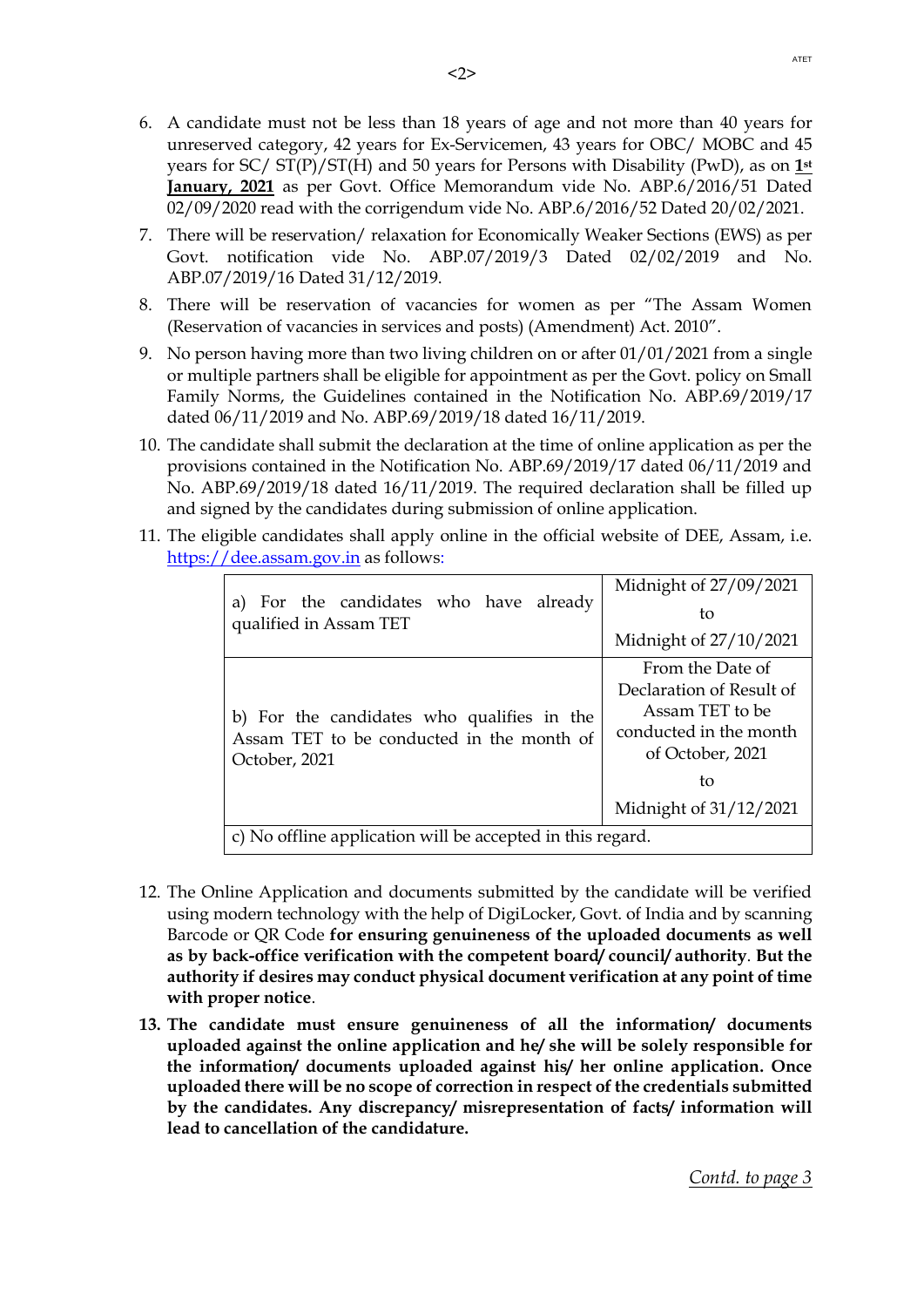6. A candidate must not be less than 18 years of age and not more than 40 years for unreserved category, 42 years for Ex-Servicemen, 43 years for OBC/ MOBC and 45 years for SC/ ST(P)/ST(H) and 50 years for Persons with Disability (PwD), as on **1st January, 2021** as per Govt. Office Memorandum vide No. ABP.6/2016/51 Dated 02/09/2020 read with the corrigendum vide No. ABP.6/2016/52 Dated 20/02/2021.
7. There will be reservation/ relaxation for Economically Weaker Sections (EWS) as per Govt. notification vide No. ABP.07/2019/3 Dated 02/02/2019 and No. ABP.07/2019/16 Dated 31/12/2019.
8. There will be reservation of vacancies for women as per "The Assam Women (Reservation of vacancies in services and posts) (Amendment) Act. 2010".
9. No person having more than two living children on or after 01/01/2021 from a single or multiple partners shall be eligible for appointment as per the Govt. policy on Small Family Norms, the Guidelines contained in the Notification No. ABP.69/2019/17 dated 06/11/2019 and No. ABP.69/2019/18 dated 16/11/2019.
10. The candidate shall submit the declaration at the time of online application as per the provisions contained in the Notification No. ABP.69/2019/17 dated 06/11/2019 and No. ABP.69/2019/18 dated 16/11/2019. The required declaration shall be filled up and signed by the candidates during submission of online application.
11. The eligible candidates shall apply online in the official website of DEE, Assam, i.e. https://dee.assam.gov.in as follows:

| | |
|---|---|
| a) For the candidates who have already qualified in Assam TET | Midnight of 27/09/2021 to Midnight of 27/10/2021 |
| b) For the candidates who qualifies in the Assam TET to be conducted in the month of October, 2021 | From the Date of Declaration of Result of Assam TET to be conducted in the month of October, 2021 to Midnight of 31/12/2021 |
| c) No offline application will be accepted in this regard. | |

12. The Online Application and documents submitted by the candidate will be verified using modern technology with the help of DigiLocker, Govt. of India and by scanning Barcode or QR Code **for ensuring genuineness of the uploaded documents as well as by back-office verification with the competent board/ council/ authority**. **But the authority if desires may conduct physical document verification at any point of time with proper notice**.
13. **The candidate must ensure genuineness of all the information/ documents uploaded against the online application and he/ she will be solely responsible for the information/ documents uploaded against his/ her online application. Once uploaded there will be no scope of correction in respect of the credentials submitted by the candidates. Any discrepancy/ misrepresentation of facts/ information will lead to cancellation of the candidature.**

*Contd. to page 3*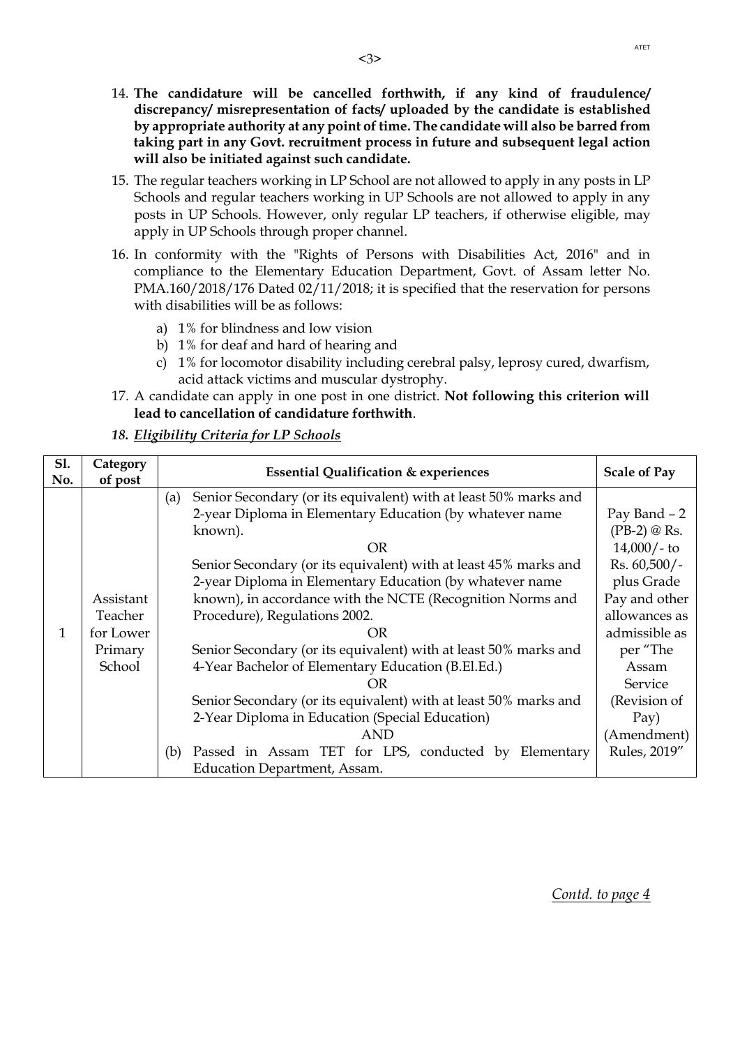14. **The candidature will be cancelled forthwith, if any kind of fraudulence/ discrepancy/ misrepresentation of facts/ uploaded by the candidate is established by appropriate authority at any point of time. The candidate will also be barred from taking part in any Govt. recruitment process in future and subsequent legal action will also be initiated against such candidate.**
15. The regular teachers working in LP School are not allowed to apply in any posts in LP Schools and regular teachers working in UP Schools are not allowed to apply in any posts in UP Schools. However, only regular LP teachers, if otherwise eligible, may apply in UP Schools through proper channel.
16. In conformity with the "Rights of Persons with Disabilities Act, 2016" and in compliance to the Elementary Education Department, Govt. of Assam letter No. PMA.160/2018/176 Dated 02/11/2018; it is specified that the reservation for persons with disabilities will be as follows:
    a) 1% for blindness and low vision
    b) 1% for deaf and hard of hearing and
    c) 1% for locomotor disability including cerebral palsy, leprosy cured, dwarfism, acid attack victims and muscular dystrophy.
17. A candidate can apply in one post in one district. **Not following this criterion will lead to cancellation of candidature forthwith**.
18. ***Eligibility Criteria for LP Schools***

| Sl. No. | Category of post | Essential Qualification & experiences | Scale of Pay |
|---|---|---|---|
| 1 | Assistant Teacher for Lower Primary School | (a) Senior Secondary (or its equivalent) with at least 50% marks and 2-year Diploma in Elementary Education (by whatever name known).<br>OR<br>Senior Secondary (or its equivalent) with at least 45% marks and 2-year Diploma in Elementary Education (by whatever name known), in accordance with the NCTE (Recognition Norms and Procedure), Regulations 2002.<br>OR<br>Senior Secondary (or its equivalent) with at least 50% marks and 4-Year Bachelor of Elementary Education (B.El.Ed.)<br>OR<br>Senior Secondary (or its equivalent) with at least 50% marks and 2-Year Diploma in Education (Special Education)<br>AND<br>(b) Passed in Assam TET for LPS, conducted by Elementary Education Department, Assam. | Pay Band – 2 (PB-2) @ Rs. 14,000/- to Rs. 60,500/- plus Grade Pay and other allowances as admissible as per "The Assam Service (Revision of Pay) (Amendment) Rules, 2019" |

*Contd. to page 4*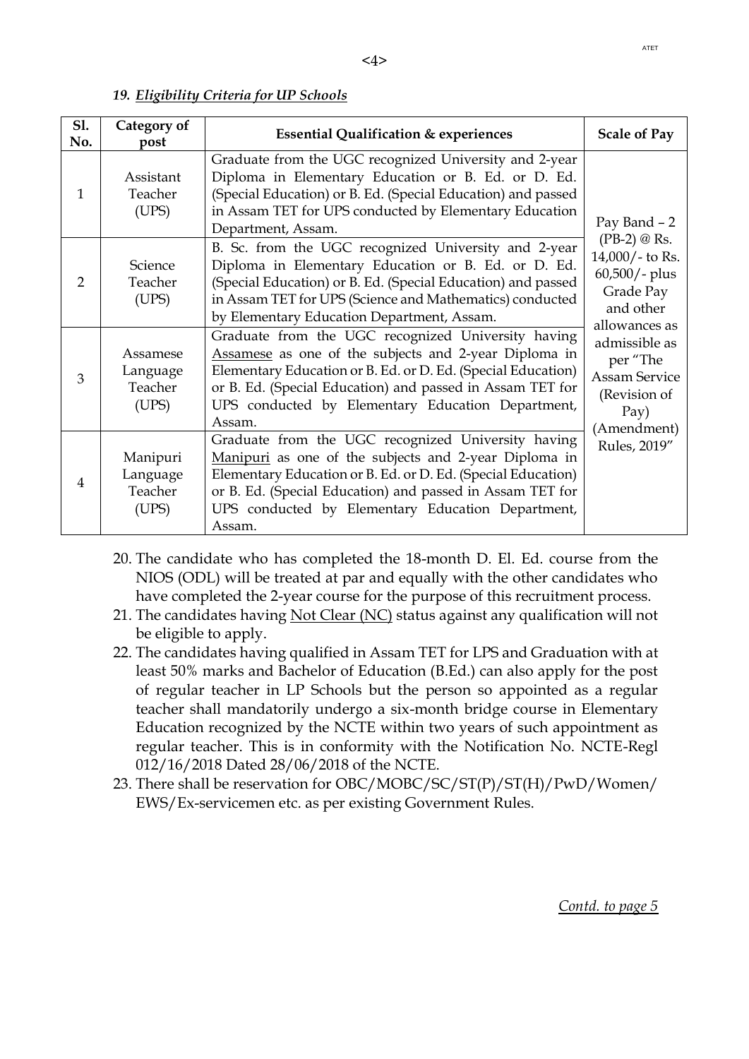### 19. *Eligibility Criteria for UP Schools*

| Sl. No. | Category of post | Essential Qualification & experiences | Scale of Pay |
|---|---|---|---|
| 1 | Assistant Teacher (UPS) | Graduate from the UGC recognized University and 2-year Diploma in Elementary Education or B. Ed. or D. Ed. (Special Education) or B. Ed. (Special Education) and passed in Assam TET for UPS conducted by Elementary Education Department, Assam. | Pay Band – 2 (PB-2) @ Rs. 14,000/- to Rs. 60,500/- plus Grade Pay and other allowances as admissible as per "The Assam Service (Revision of Pay) (Amendment) Rules, 2019" |
| 2 | Science Teacher (UPS) | B. Sc. from the UGC recognized University and 2-year Diploma in Elementary Education or B. Ed. or D. Ed. (Special Education) or B. Ed. (Special Education) and passed in Assam TET for UPS (Science and Mathematics) conducted by Elementary Education Department, Assam. | |
| 3 | Assamese Language Teacher (UPS) | Graduate from the UGC recognized University having Assamese as one of the subjects and 2-year Diploma in Elementary Education or B. Ed. or D. Ed. (Special Education) or B. Ed. (Special Education) and passed in Assam TET for UPS conducted by Elementary Education Department, Assam. | |
| 4 | Manipuri Language Teacher (UPS) | Graduate from the UGC recognized University having Manipuri as one of the subjects and 2-year Diploma in Elementary Education or B. Ed. or D. Ed. (Special Education) or B. Ed. (Special Education) and passed in Assam TET for UPS conducted by Elementary Education Department, Assam. | |

20. The candidate who has completed the 18-month D. El. Ed. course from the NIOS (ODL) will be treated at par and equally with the other candidates who have completed the 2-year course for the purpose of this recruitment process.
21. The candidates having Not Clear (NC) status against any qualification will not be eligible to apply.
22. The candidates having qualified in Assam TET for LPS and Graduation with at least 50% marks and Bachelor of Education (B.Ed.) can also apply for the post of regular teacher in LP Schools but the person so appointed as a regular teacher shall mandatorily undergo a six-month bridge course in Elementary Education recognized by the NCTE within two years of such appointment as regular teacher. This is in conformity with the Notification No. NCTE-Regl 012/16/2018 Dated 28/06/2018 of the NCTE.
23. There shall be reservation for OBC/MOBC/SC/ST(P)/ST(H)/PwD/Women/EWS/Ex-servicemen etc. as per existing Government Rules.

*Contd. to page 5*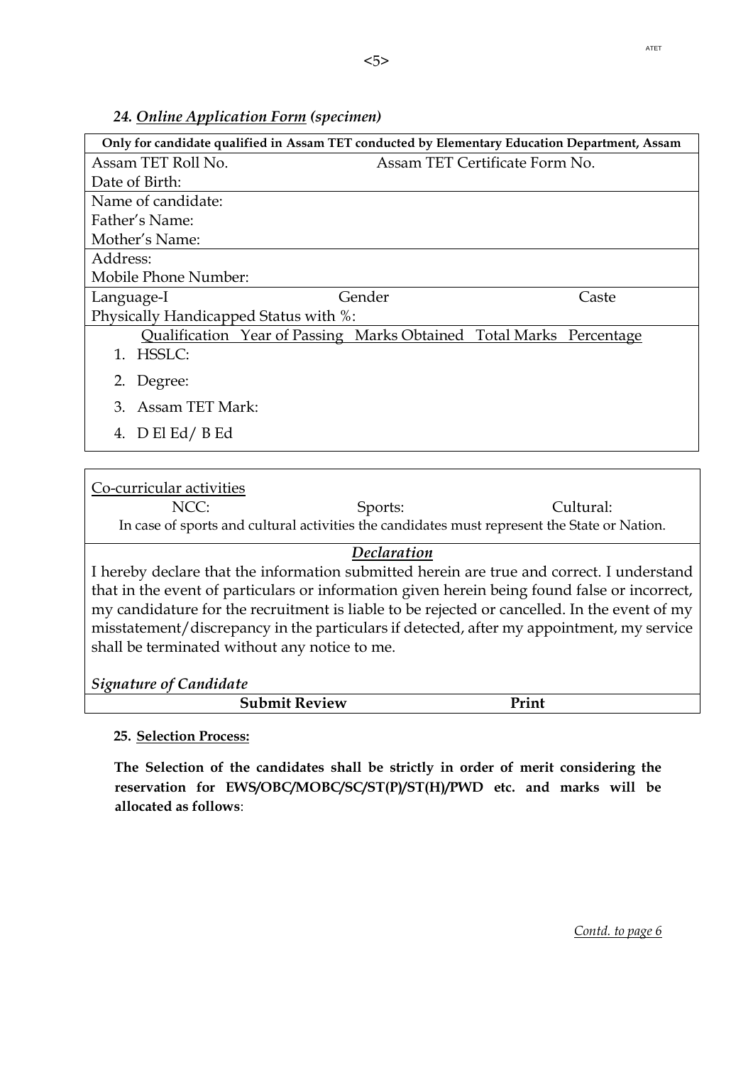### 24. ***Online Application Form*** *(specimen)*

| **Only for candidate qualified in Assam TET conducted by Elementary Education Department, Assam** | | | | |
|---|---|---|---|---|
| Assam TET Roll No. | | Assam TET Certificate Form No. | | |
| Date of Birth: | | | | |
| Name of candidate: | | | | |
| Father's Name: | | | | |
| Mother's Name: | | | | |
| Address: | | | | |
| Mobile Phone Number: | | | | |
| Language-I | | Gender | | Caste |
| Physically Handicapped Status with %: | | | | |
| Qualification | Year of Passing | Marks Obtained | Total Marks | Percentage |
| 1. HSSLC: | | | | |
| 2. Degree: | | | | |
| 3. Assam TET Mark: | | | | |
| 4. D El Ed/ B Ed | | | | |

Co-curricular activities

NCC: Sports: Cultural:

In case of sports and cultural activities the candidates must represent the State or Nation.

***Declaration***

I hereby declare that the information submitted herein are true and correct. I understand that in the event of particulars or information given herein being found false or incorrect, my candidature for the recruitment is liable to be rejected or cancelled. In the event of my misstatement/discrepancy in the particulars if detected, after my appointment, my service shall be terminated without any notice to me.

***Signature of Candidate***

**Submit Review** **Print**

**25. Selection Process:**

**The Selection of the candidates shall be strictly in order of merit considering the reservation for EWS/OBC/MOBC/SC/ST(P)/ST(H)/PWD etc. and marks will be allocated as follows**:

*Contd. to page 6*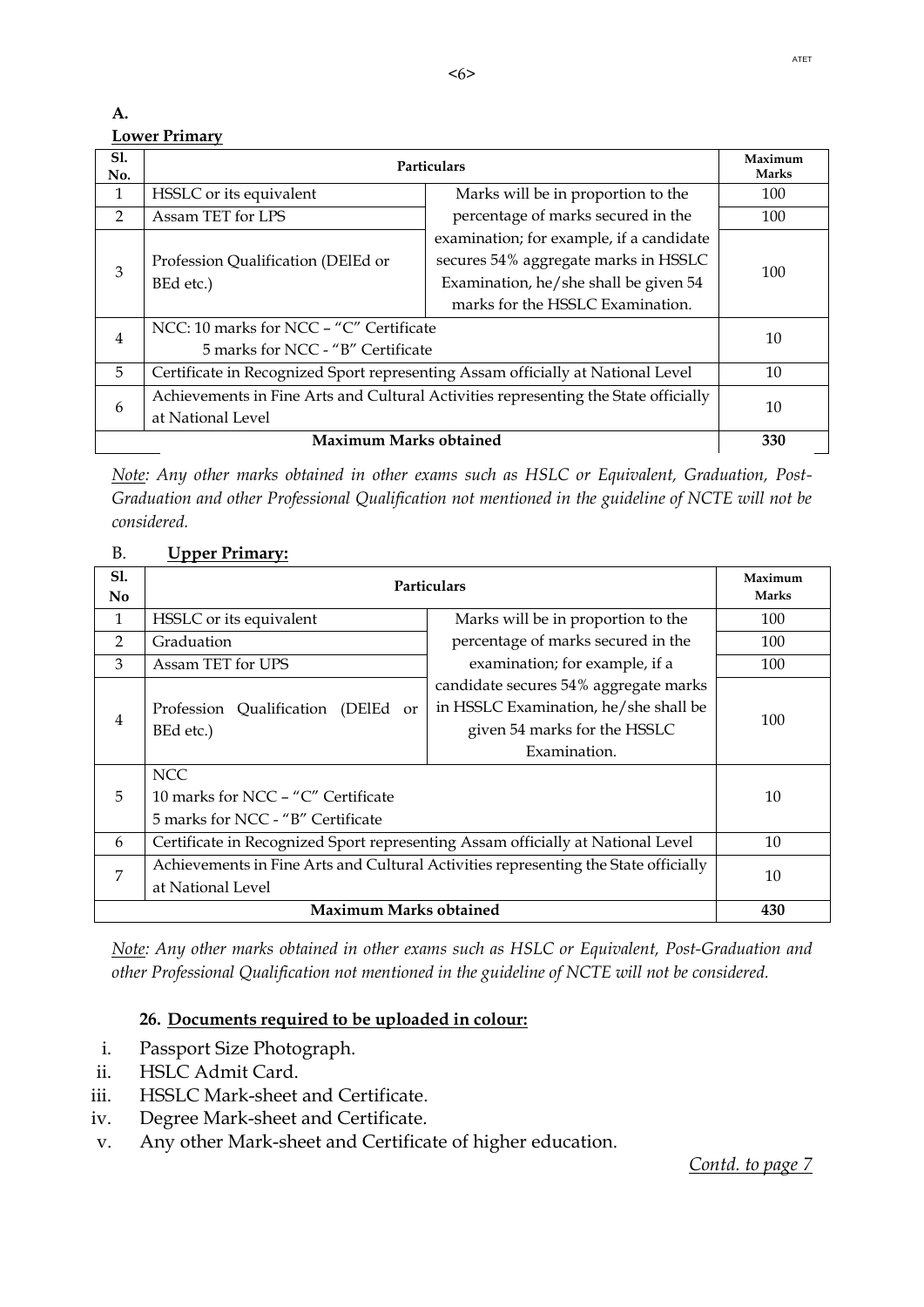**A.**

**Lower Primary**

| Sl. No. | Particulars | | Maximum Marks |
|---|---|---|---|
| 1 | HSSLC or its equivalent | Marks will be in proportion to the percentage of marks secured in the examination; for example, if a candidate secures 54% aggregate marks in HSSLC Examination, he/she shall be given 54 marks for the HSSLC Examination. | 100 |
| 2 | Assam TET for LPS | | 100 |
| 3 | Profession Qualification (DElEd or BEd etc.) | | 100 |
| 4 | NCC: 10 marks for NCC – "C" Certificate<br>5 marks for NCC - "B" Certificate | | 10 |
| 5 | Certificate in Recognized Sport representing Assam officially at National Level | | 10 |
| 6 | Achievements in Fine Arts and Cultural Activities representing the State officially at National Level | | 10 |
| | **Maximum Marks obtained** | | **330** |

*Note: Any other marks obtained in other exams such as HSLC or Equivalent, Graduation, Post-Graduation and other Professional Qualification not mentioned in the guideline of NCTE will not be considered.*

B. **Upper Primary:**

| Sl. No | Particulars | | Maximum Marks |
|---|---|---|---|
| 1 | HSSLC or its equivalent | Marks will be in proportion to the percentage of marks secured in the examination; for example, if a candidate secures 54% aggregate marks in HSSLC Examination, he/she shall be given 54 marks for the HSSLC Examination. | 100 |
| 2 | Graduation | | 100 |
| 3 | Assam TET for UPS | | 100 |
| 4 | Profession Qualification (DElEd or BEd etc.) | | 100 |
| 5 | NCC<br>10 marks for NCC – "C" Certificate<br>5 marks for NCC - "B" Certificate | | 10 |
| 6 | Certificate in Recognized Sport representing Assam officially at National Level | | 10 |
| 7 | Achievements in Fine Arts and Cultural Activities representing the State officially at National Level | | 10 |
| | **Maximum Marks obtained** | | **430** |

*Note: Any other marks obtained in other exams such as HSLC or Equivalent, Post-Graduation and other Professional Qualification not mentioned in the guideline of NCTE will not be considered.*

**26. Documents required to be uploaded in colour:**

i. Passport Size Photograph.
ii. HSLC Admit Card.
iii. HSSLC Mark-sheet and Certificate.
iv. Degree Mark-sheet and Certificate.
v. Any other Mark-sheet and Certificate of higher education.

Contd. to page 7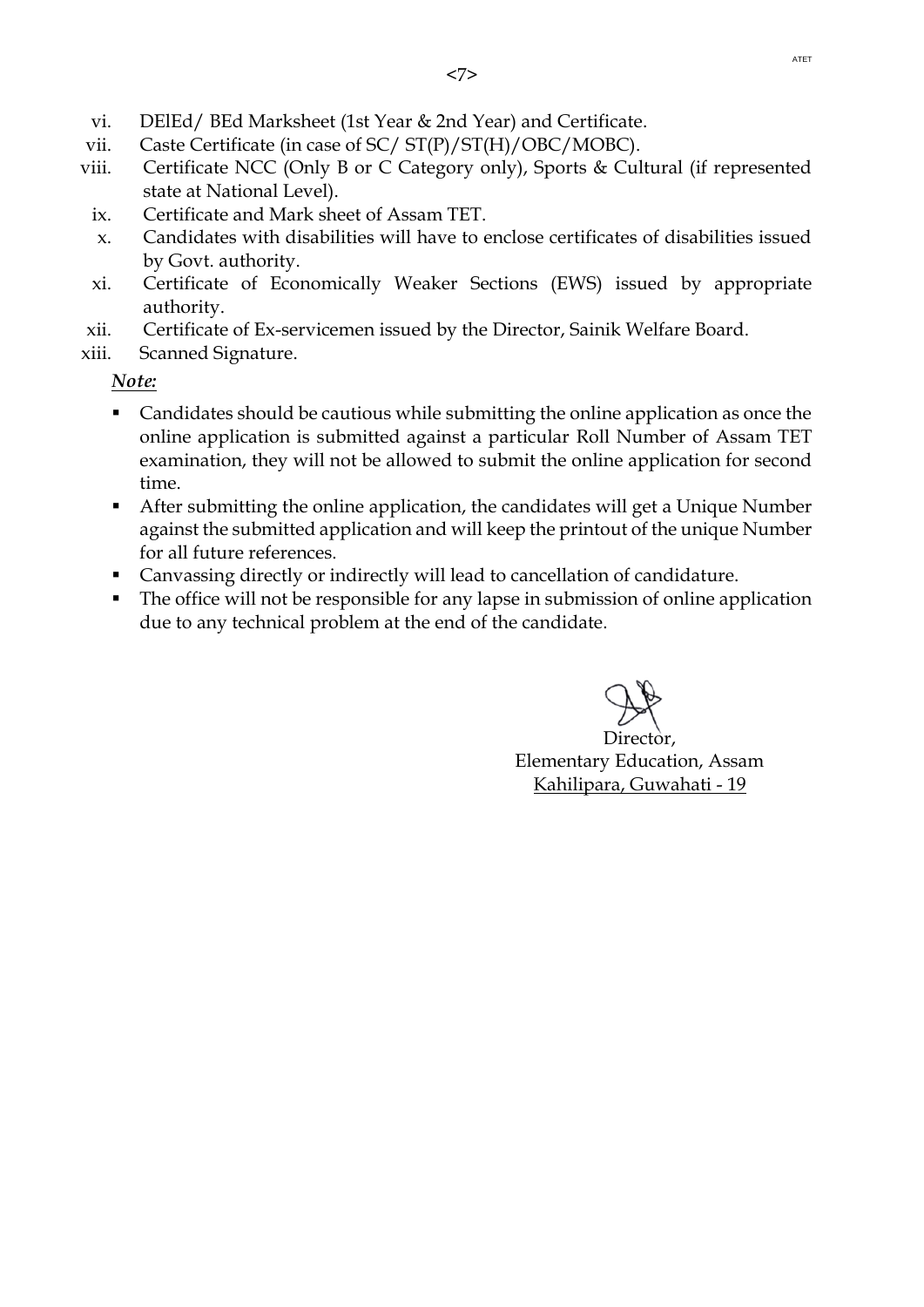vi. DElEd/ BEd Marksheet (1st Year & 2nd Year) and Certificate.

vii. Caste Certificate (in case of SC/ ST(P)/ST(H)/OBC/MOBC).

viii. Certificate NCC (Only B or C Category only), Sports & Cultural (if represented state at National Level).

ix. Certificate and Mark sheet of Assam TET.

x. Candidates with disabilities will have to enclose certificates of disabilities issued by Govt. authority.

xi. Certificate of Economically Weaker Sections (EWS) issued by appropriate authority.

xii. Certificate of Ex-servicemen issued by the Director, Sainik Welfare Board.

xiii. Scanned Signature.

***Note:***

- Candidates should be cautious while submitting the online application as once the online application is submitted against a particular Roll Number of Assam TET examination, they will not be allowed to submit the online application for second time.
- After submitting the online application, the candidates will get a Unique Number against the submitted application and will keep the printout of the unique Number for all future references.
- Canvassing directly or indirectly will lead to cancellation of candidature.
- The office will not be responsible for any lapse in submission of online application due to any technical problem at the end of the candidate.

Director,
Elementary Education, Assam
Kahilipara, Guwahati - 19